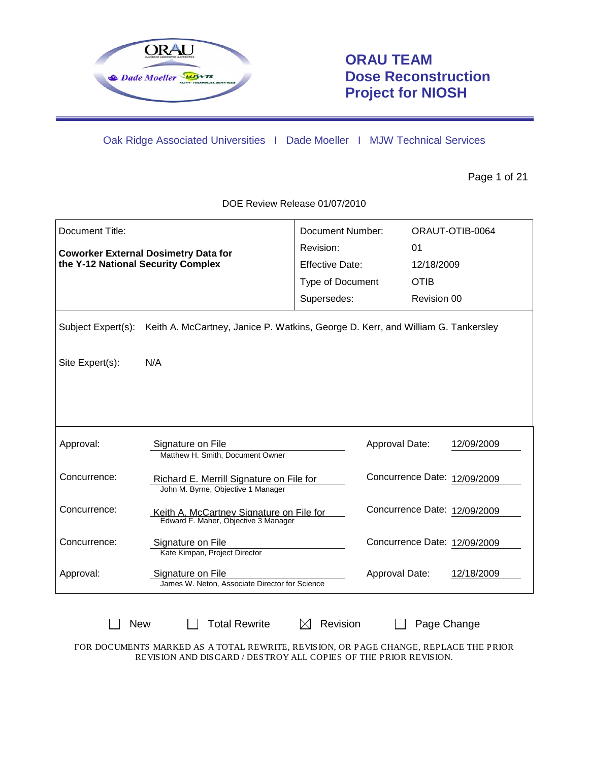**ORAU TEAM**
**Dose Reconstruction**
**Project for NIOSH**

Oak Ridge Associated Universities I Dade Moeller I MJW Technical Services

DOE Review Release 01/07/2010

| Document Title: | Document Number: | ORAUT-OTIB-0064 |
|---|---|---|
| **Coworker External Dosimetry Data for the Y-12 National Security Complex** | Revision: | 01 |
| | Effective Date: | 12/18/2009 |
| | Type of Document | OTIB |
| | Supersedes: | Revision 00 |

Subject Expert(s): Keith A. McCartney, Janice P. Watkins, George D. Kerr, and William G. Tankersley

Site Expert(s): N/A

| | | | |
|---|---|---|---|
| Approval: | Signature on File<br>Matthew H. Smith, Document Owner | Approval Date: | 12/09/2009 |
| Concurrence: | Richard E. Merrill Signature on File for<br>John M. Byrne, Objective 1 Manager | Concurrence Date: | 12/09/2009 |
| Concurrence: | Keith A. McCartney Signature on File for<br>Edward F. Maher, Objective 3 Manager | Concurrence Date: | 12/09/2009 |
| Concurrence: | Signature on File<br>Kate Kimpan, Project Director | Concurrence Date: | 12/09/2009 |
| Approval: | Signature on File<br>James W. Neton, Associate Director for Science | Approval Date: | 12/18/2009 |

☐ New ☐ Total Rewrite ☒ Revision ☐ Page Change

FOR DOCUMENTS MARKED AS A TOTAL REWRITE, REVISION, OR PAGE CHANGE, REPLACE THE PRIOR REVISION AND DISCARD / DESTROY ALL COPIES OF THE PRIOR REVISION.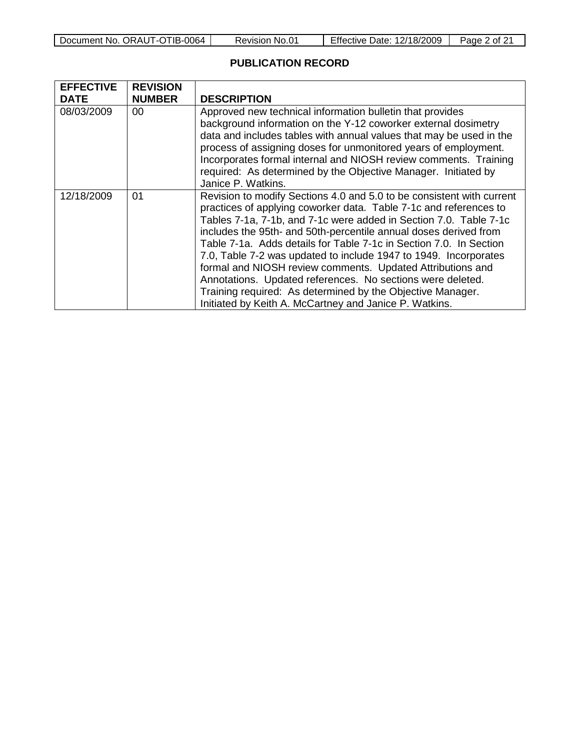## PUBLICATION RECORD

| EFFECTIVE DATE | REVISION NUMBER | DESCRIPTION |
|---|---|---|
| 08/03/2009 | 00 | Approved new technical information bulletin that provides background information on the Y-12 coworker external dosimetry data and includes tables with annual values that may be used in the process of assigning doses for unmonitored years of employment. Incorporates formal internal and NIOSH review comments. Training required: As determined by the Objective Manager. Initiated by Janice P. Watkins. |
| 12/18/2009 | 01 | Revision to modify Sections 4.0 and 5.0 to be consistent with current practices of applying coworker data. Table 7-1c and references to Tables 7-1a, 7-1b, and 7-1c were added in Section 7.0. Table 7-1c includes the 95th- and 50th-percentile annual doses derived from Table 7-1a. Adds details for Table 7-1c in Section 7.0. In Section 7.0, Table 7-2 was updated to include 1947 to 1949. Incorporates formal and NIOSH review comments. Updated Attributions and Annotations. Updated references. No sections were deleted. Training required: As determined by the Objective Manager. Initiated by Keith A. McCartney and Janice P. Watkins. |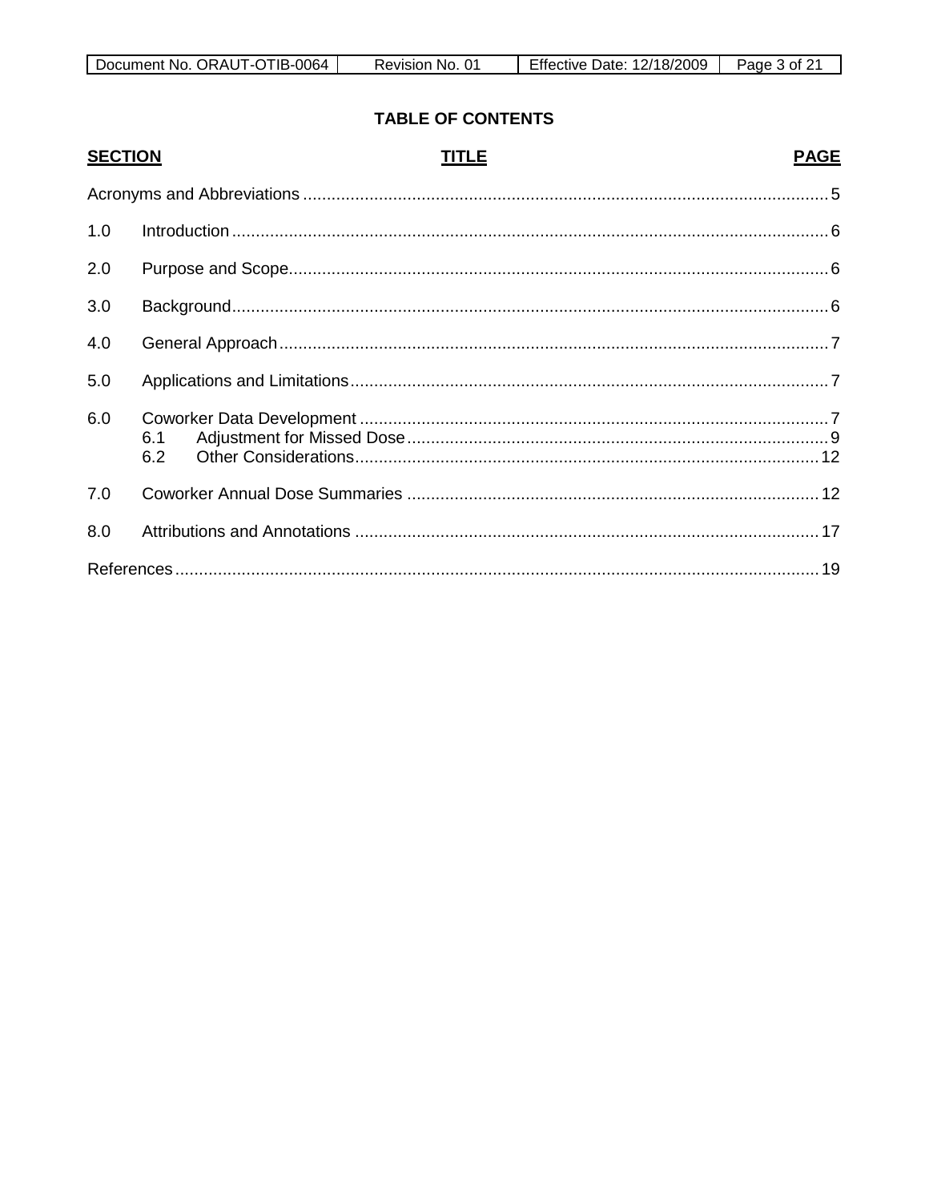## TABLE OF CONTENTS

| SECTION | TITLE | PAGE |
|---|---|---|
| | Acronyms and Abbreviations | 5 |
| 1.0 | Introduction | 6 |
| 2.0 | Purpose and Scope | 6 |
| 3.0 | Background | 6 |
| 4.0 | General Approach | 7 |
| 5.0 | Applications and Limitations | 7 |
| 6.0 | Coworker Data Development | 7 |
| | 6.1 Adjustment for Missed Dose | 9 |
| | 6.2 Other Considerations | 12 |
| 7.0 | Coworker Annual Dose Summaries | 12 |
| 8.0 | Attributions and Annotations | 17 |
| | References | 19 |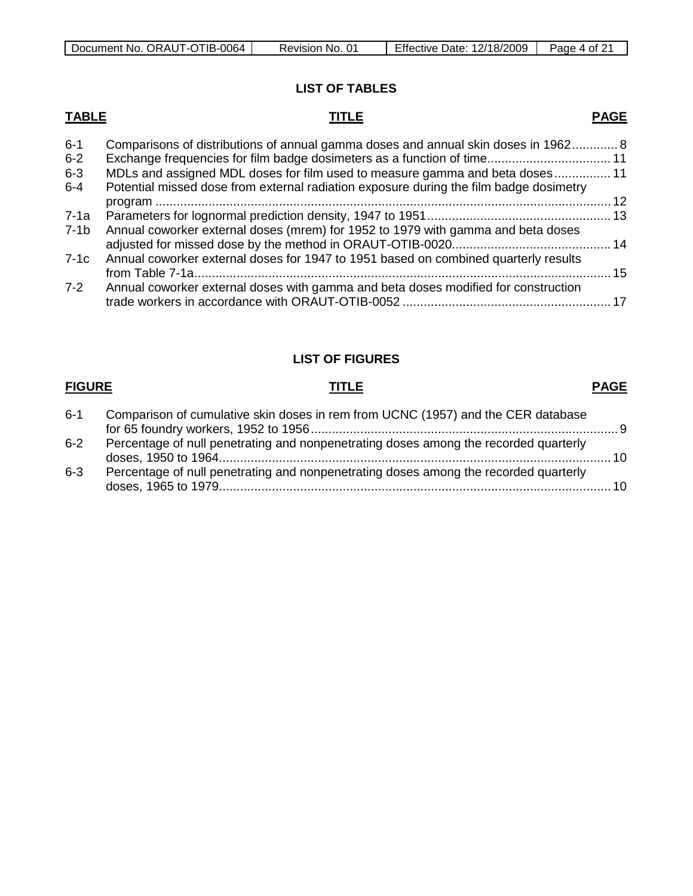## LIST OF TABLES

| TABLE | TITLE | PAGE |
|---|---|---|
| 6-1 | Comparisons of distributions of annual gamma doses and annual skin doses in 1962 | 8 |
| 6-2 | Exchange frequencies for film badge dosimeters as a function of time | 11 |
| 6-3 | MDLs and assigned MDL doses for film used to measure gamma and beta doses | 11 |
| 6-4 | Potential missed dose from external radiation exposure during the film badge dosimetry program | 12 |
| 7-1a | Parameters for lognormal prediction density, 1947 to 1951 | 13 |
| 7-1b | Annual coworker external doses (mrem) for 1952 to 1979 with gamma and beta doses adjusted for missed dose by the method in ORAUT-OTIB-0020 | 14 |
| 7-1c | Annual coworker external doses for 1947 to 1951 based on combined quarterly results from Table 7-1a | 15 |
| 7-2 | Annual coworker external doses with gamma and beta doses modified for construction trade workers in accordance with ORAUT-OTIB-0052 | 17 |

## LIST OF FIGURES

| FIGURE | TITLE | PAGE |
|---|---|---|
| 6-1 | Comparison of cumulative skin doses in rem from UCNC (1957) and the CER database for 65 foundry workers, 1952 to 1956 | 9 |
| 6-2 | Percentage of null penetrating and nonpenetrating doses among the recorded quarterly doses, 1950 to 1964 | 10 |
| 6-3 | Percentage of null penetrating and nonpenetrating doses among the recorded quarterly doses, 1965 to 1979 | 10 |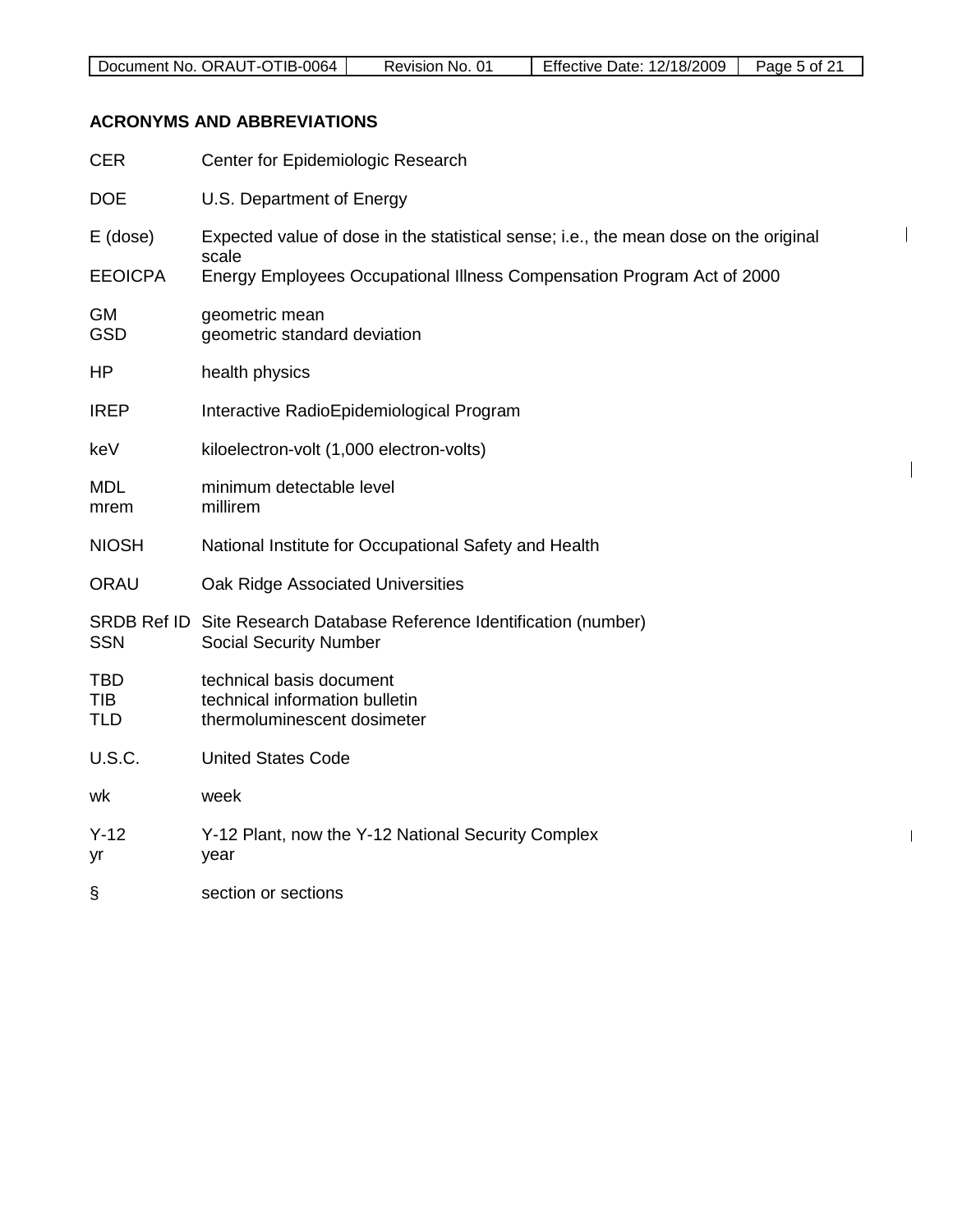## ACRONYMS AND ABBREVIATIONS

| | |
|---|---|
| CER | Center for Epidemiologic Research |
| DOE | U.S. Department of Energy |
| E (dose) | Expected value of dose in the statistical sense; i.e., the mean dose on the original scale |
| EEOICPA | Energy Employees Occupational Illness Compensation Program Act of 2000 |
| GM | geometric mean |
| GSD | geometric standard deviation |
| HP | health physics |
| IREP | Interactive RadioEpidemiological Program |
| keV | kiloelectron-volt (1,000 electron-volts) |
| MDL | minimum detectable level |
| mrem | millirem |
| NIOSH | National Institute for Occupational Safety and Health |
| ORAU | Oak Ridge Associated Universities |
| SRDB Ref ID | Site Research Database Reference Identification (number) |
| SSN | Social Security Number |
| TBD | technical basis document |
| TIB | technical information bulletin |
| TLD | thermoluminescent dosimeter |
| U.S.C. | United States Code |
| wk | week |
| Y-12 | Y-12 Plant, now the Y-12 National Security Complex |
| yr | year |
| § | section or sections |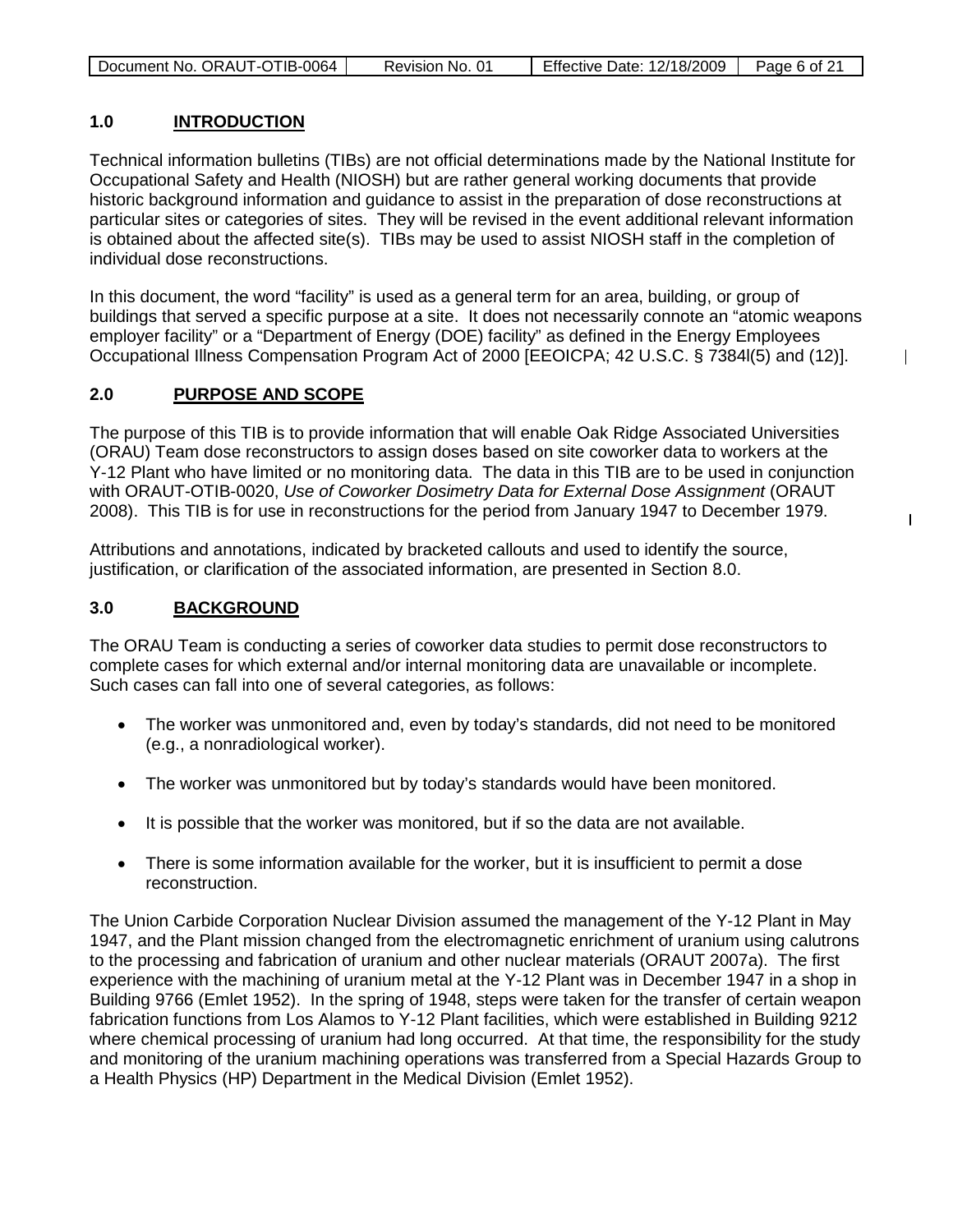## 1.0 INTRODUCTION

Technical information bulletins (TIBs) are not official determinations made by the National Institute for Occupational Safety and Health (NIOSH) but are rather general working documents that provide historic background information and guidance to assist in the preparation of dose reconstructions at particular sites or categories of sites. They will be revised in the event additional relevant information is obtained about the affected site(s). TIBs may be used to assist NIOSH staff in the completion of individual dose reconstructions.

In this document, the word "facility" is used as a general term for an area, building, or group of buildings that served a specific purpose at a site. It does not necessarily connote an "atomic weapons employer facility" or a "Department of Energy (DOE) facility" as defined in the Energy Employees Occupational Illness Compensation Program Act of 2000 [EEOICPA; 42 U.S.C. § 7384l(5) and (12)].

## 2.0 PURPOSE AND SCOPE

The purpose of this TIB is to provide information that will enable Oak Ridge Associated Universities (ORAU) Team dose reconstructors to assign doses based on site coworker data to workers at the Y-12 Plant who have limited or no monitoring data. The data in this TIB are to be used in conjunction with ORAUT-OTIB-0020, *Use of Coworker Dosimetry Data for External Dose Assignment* (ORAUT 2008). This TIB is for use in reconstructions for the period from January 1947 to December 1979.

Attributions and annotations, indicated by bracketed callouts and used to identify the source, justification, or clarification of the associated information, are presented in Section 8.0.

## 3.0 BACKGROUND

The ORAU Team is conducting a series of coworker data studies to permit dose reconstructors to complete cases for which external and/or internal monitoring data are unavailable or incomplete. Such cases can fall into one of several categories, as follows:

- The worker was unmonitored and, even by today's standards, did not need to be monitored (e.g., a nonradiological worker).
- The worker was unmonitored but by today's standards would have been monitored.
- It is possible that the worker was monitored, but if so the data are not available.
- There is some information available for the worker, but it is insufficient to permit a dose reconstruction.

The Union Carbide Corporation Nuclear Division assumed the management of the Y-12 Plant in May 1947, and the Plant mission changed from the electromagnetic enrichment of uranium using calutrons to the processing and fabrication of uranium and other nuclear materials (ORAUT 2007a). The first experience with the machining of uranium metal at the Y-12 Plant was in December 1947 in a shop in Building 9766 (Emlet 1952). In the spring of 1948, steps were taken for the transfer of certain weapon fabrication functions from Los Alamos to Y-12 Plant facilities, which were established in Building 9212 where chemical processing of uranium had long occurred. At that time, the responsibility for the study and monitoring of the uranium machining operations was transferred from a Special Hazards Group to a Health Physics (HP) Department in the Medical Division (Emlet 1952).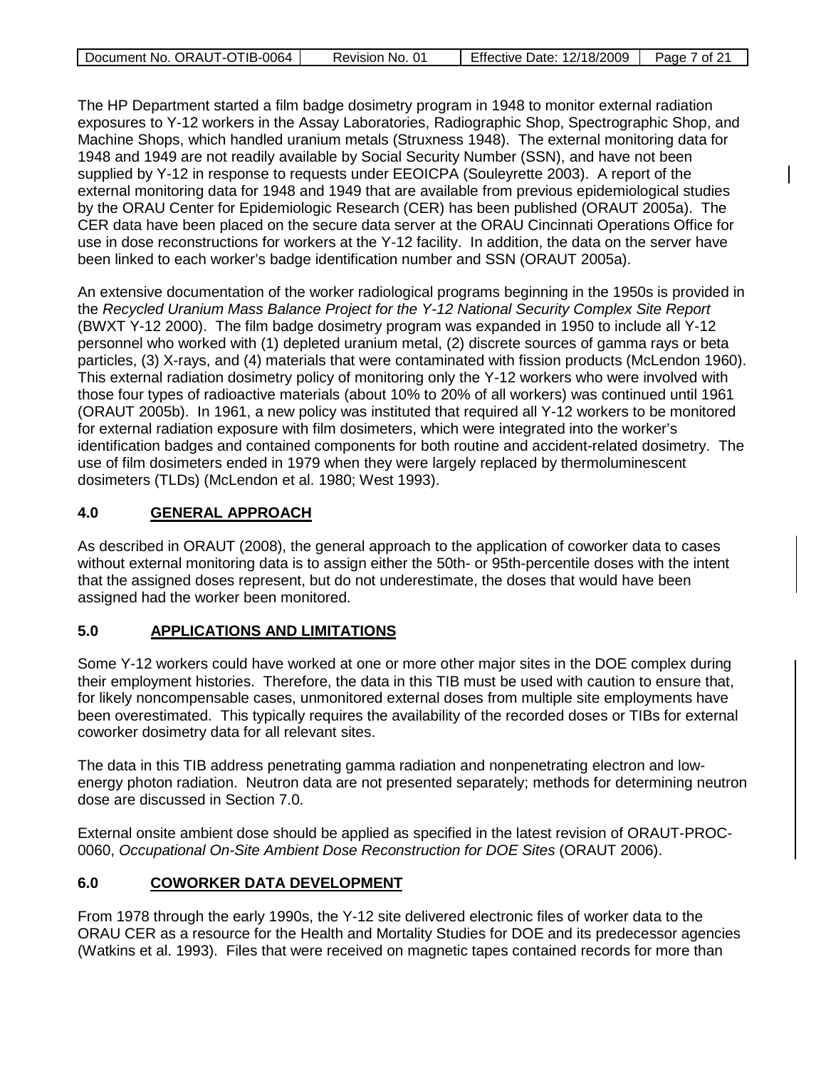The HP Department started a film badge dosimetry program in 1948 to monitor external radiation exposures to Y-12 workers in the Assay Laboratories, Radiographic Shop, Spectrographic Shop, and Machine Shops, which handled uranium metals (Struxness 1948). The external monitoring data for 1948 and 1949 are not readily available by Social Security Number (SSN), and have not been supplied by Y-12 in response to requests under EEOICPA (Souleyrette 2003). A report of the external monitoring data for 1948 and 1949 that are available from previous epidemiological studies by the ORAU Center for Epidemiologic Research (CER) has been published (ORAUT 2005a). The CER data have been placed on the secure data server at the ORAU Cincinnati Operations Office for use in dose reconstructions for workers at the Y-12 facility. In addition, the data on the server have been linked to each worker's badge identification number and SSN (ORAUT 2005a).

An extensive documentation of the worker radiological programs beginning in the 1950s is provided in the *Recycled Uranium Mass Balance Project for the Y-12 National Security Complex Site Report* (BWXT Y-12 2000). The film badge dosimetry program was expanded in 1950 to include all Y-12 personnel who worked with (1) depleted uranium metal, (2) discrete sources of gamma rays or beta particles, (3) X-rays, and (4) materials that were contaminated with fission products (McLendon 1960). This external radiation dosimetry policy of monitoring only the Y-12 workers who were involved with those four types of radioactive materials (about 10% to 20% of all workers) was continued until 1961 (ORAUT 2005b). In 1961, a new policy was instituted that required all Y-12 workers to be monitored for external radiation exposure with film dosimeters, which were integrated into the worker's identification badges and contained components for both routine and accident-related dosimetry. The use of film dosimeters ended in 1979 when they were largely replaced by thermoluminescent dosimeters (TLDs) (McLendon et al. 1980; West 1993).

## 4.0 GENERAL APPROACH

As described in ORAUT (2008), the general approach to the application of coworker data to cases without external monitoring data is to assign either the 50th- or 95th-percentile doses with the intent that the assigned doses represent, but do not underestimate, the doses that would have been assigned had the worker been monitored.

## 5.0 APPLICATIONS AND LIMITATIONS

Some Y-12 workers could have worked at one or more other major sites in the DOE complex during their employment histories. Therefore, the data in this TIB must be used with caution to ensure that, for likely noncompensable cases, unmonitored external doses from multiple site employments have been overestimated. This typically requires the availability of the recorded doses or TIBs for external coworker dosimetry data for all relevant sites.

The data in this TIB address penetrating gamma radiation and nonpenetrating electron and low-energy photon radiation. Neutron data are not presented separately; methods for determining neutron dose are discussed in Section 7.0.

External onsite ambient dose should be applied as specified in the latest revision of ORAUT-PROC-0060, *Occupational On-Site Ambient Dose Reconstruction for DOE Sites* (ORAUT 2006).

## 6.0 COWORKER DATA DEVELOPMENT

From 1978 through the early 1990s, the Y-12 site delivered electronic files of worker data to the ORAU CER as a resource for the Health and Mortality Studies for DOE and its predecessor agencies (Watkins et al. 1993). Files that were received on magnetic tapes contained records for more than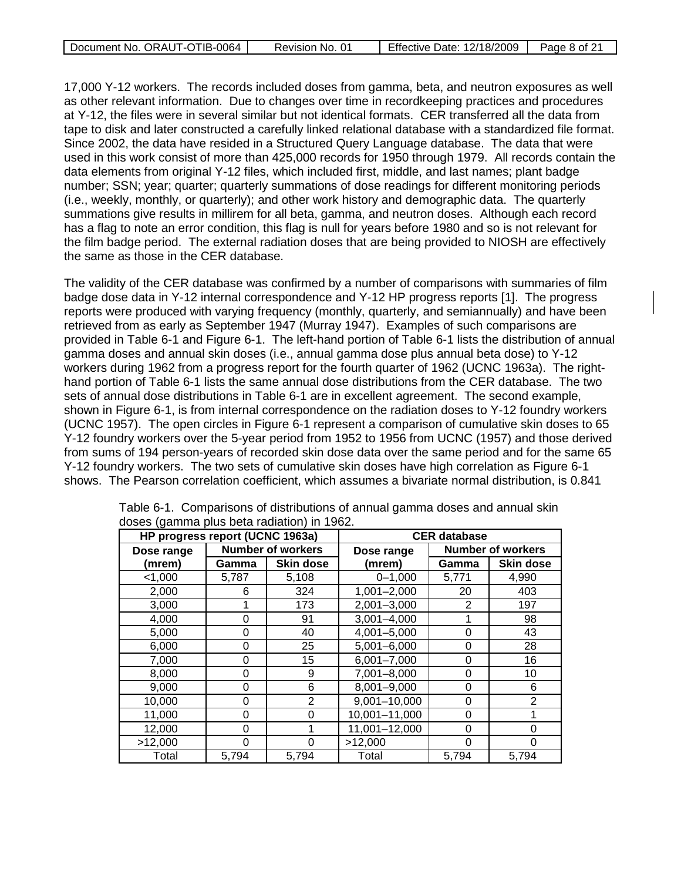17,000 Y-12 workers. The records included doses from gamma, beta, and neutron exposures as well as other relevant information. Due to changes over time in recordkeeping practices and procedures at Y-12, the files were in several similar but not identical formats. CER transferred all the data from tape to disk and later constructed a carefully linked relational database with a standardized file format. Since 2002, the data have resided in a Structured Query Language database. The data that were used in this work consist of more than 425,000 records for 1950 through 1979. All records contain the data elements from original Y-12 files, which included first, middle, and last names; plant badge number; SSN; year; quarter; quarterly summations of dose readings for different monitoring periods (i.e., weekly, monthly, or quarterly); and other work history and demographic data. The quarterly summations give results in millirem for all beta, gamma, and neutron doses. Although each record has a flag to note an error condition, this flag is null for years before 1980 and so is not relevant for the film badge period. The external radiation doses that are being provided to NIOSH are effectively the same as those in the CER database.

The validity of the CER database was confirmed by a number of comparisons with summaries of film badge dose data in Y-12 internal correspondence and Y-12 HP progress reports [1]. The progress reports were produced with varying frequency (monthly, quarterly, and semiannually) and have been retrieved from as early as September 1947 (Murray 1947). Examples of such comparisons are provided in Table 6-1 and Figure 6-1. The left-hand portion of Table 6-1 lists the distribution of annual gamma doses and annual skin doses (i.e., annual gamma dose plus annual beta dose) to Y-12 workers during 1962 from a progress report for the fourth quarter of 1962 (UCNC 1963a). The right-hand portion of Table 6-1 lists the same annual dose distributions from the CER database. The two sets of annual dose distributions in Table 6-1 are in excellent agreement. The second example, shown in Figure 6-1, is from internal correspondence on the radiation doses to Y-12 foundry workers (UCNC 1957). The open circles in Figure 6-1 represent a comparison of cumulative skin doses to 65 Y-12 foundry workers over the 5-year period from 1952 to 1956 from UCNC (1957) and those derived from sums of 194 person-years of recorded skin dose data over the same period and for the same 65 Y-12 foundry workers. The two sets of cumulative skin doses have high correlation as Figure 6-1 shows. The Pearson correlation coefficient, which assumes a bivariate normal distribution, is 0.841

Table 6-1. Comparisons of distributions of annual gamma doses and annual skin doses (gamma plus beta radiation) in 1962.

| HP progress report (UCNC 1963a) | | | CER database | | |
|---|---|---|---|---|---|
| Dose range | Number of workers | | Dose range | Number of workers | |
| (mrem) | Gamma | Skin dose | (mrem) | Gamma | Skin dose |
| <1,000 | 5,787 | 5,108 | 0–1,000 | 5,771 | 4,990 |
| 2,000 | 6 | 324 | 1,001–2,000 | 20 | 403 |
| 3,000 | 1 | 173 | 2,001–3,000 | 2 | 197 |
| 4,000 | 0 | 91 | 3,001–4,000 | 1 | 98 |
| 5,000 | 0 | 40 | 4,001–5,000 | 0 | 43 |
| 6,000 | 0 | 25 | 5,001–6,000 | 0 | 28 |
| 7,000 | 0 | 15 | 6,001–7,000 | 0 | 16 |
| 8,000 | 0 | 9 | 7,001–8,000 | 0 | 10 |
| 9,000 | 0 | 6 | 8,001–9,000 | 0 | 6 |
| 10,000 | 0 | 2 | 9,001–10,000 | 0 | 2 |
| 11,000 | 0 | 0 | 10,001–11,000 | 0 | 1 |
| 12,000 | 0 | 1 | 11,001–12,000 | 0 | 0 |
| >12,000 | 0 | 0 | >12,000 | 0 | 0 |
| Total | 5,794 | 5,794 | Total | 5,794 | 5,794 |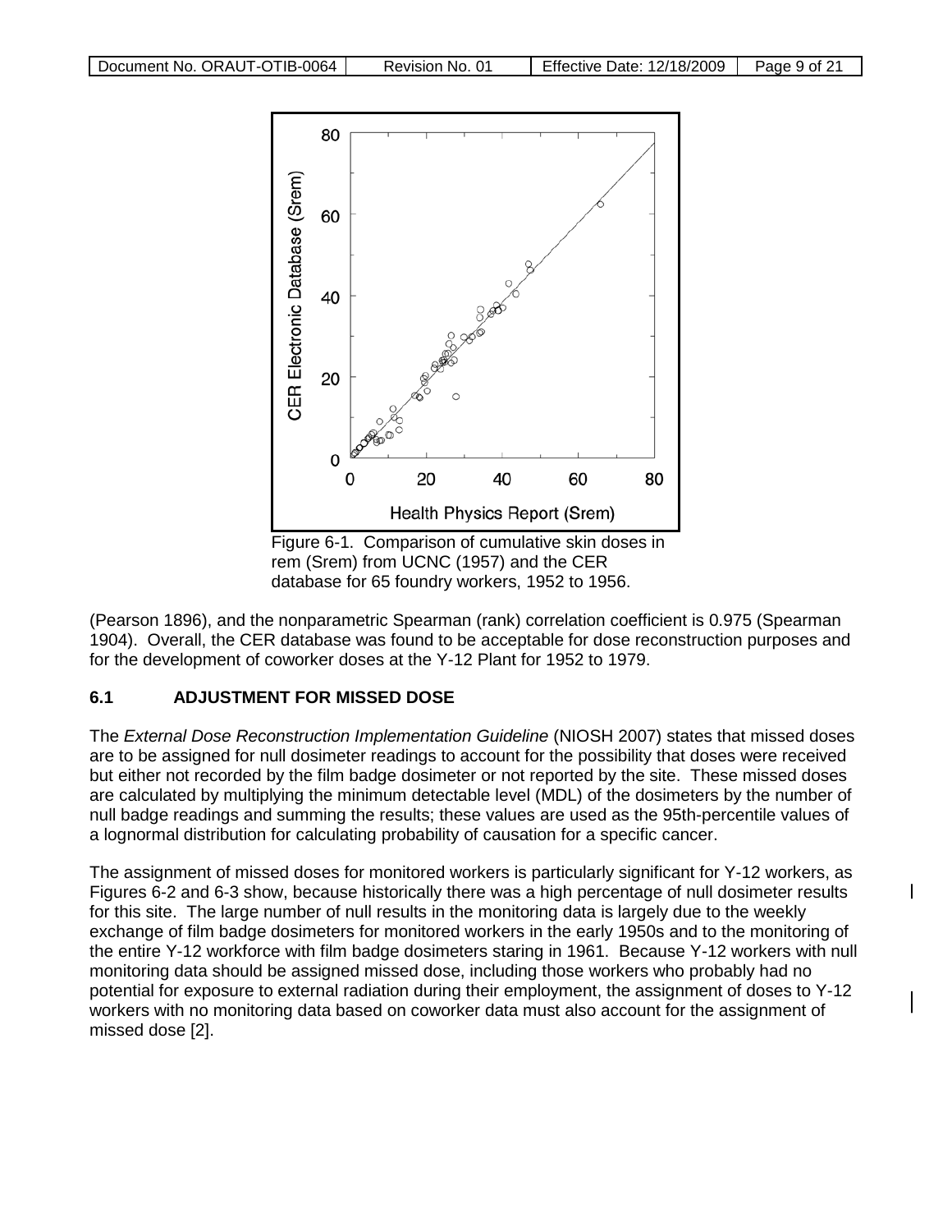Figure 6-1. Comparison of cumulative skin doses in rem (Srem) from UCNC (1957) and the CER database for 65 foundry workers, 1952 to 1956.

(Pearson 1896), and the nonparametric Spearman (rank) correlation coefficient is 0.975 (Spearman 1904). Overall, the CER database was found to be acceptable for dose reconstruction purposes and for the development of coworker doses at the Y-12 Plant for 1952 to 1979.

## 6.1 ADJUSTMENT FOR MISSED DOSE

The *External Dose Reconstruction Implementation Guideline* (NIOSH 2007) states that missed doses are to be assigned for null dosimeter readings to account for the possibility that doses were received but either not recorded by the film badge dosimeter or not reported by the site. These missed doses are calculated by multiplying the minimum detectable level (MDL) of the dosimeters by the number of null badge readings and summing the results; these values are used as the 95th-percentile values of a lognormal distribution for calculating probability of causation for a specific cancer.

The assignment of missed doses for monitored workers is particularly significant for Y-12 workers, as Figures 6-2 and 6-3 show, because historically there was a high percentage of null dosimeter results for this site. The large number of null results in the monitoring data is largely due to the weekly exchange of film badge dosimeters for monitored workers in the early 1950s and to the monitoring of the entire Y-12 workforce with film badge dosimeters staring in 1961. Because Y-12 workers with null monitoring data should be assigned missed dose, including those workers who probably had no potential for exposure to external radiation during their employment, the assignment of doses to Y-12 workers with no monitoring data based on coworker data must also account for the assignment of missed dose [2].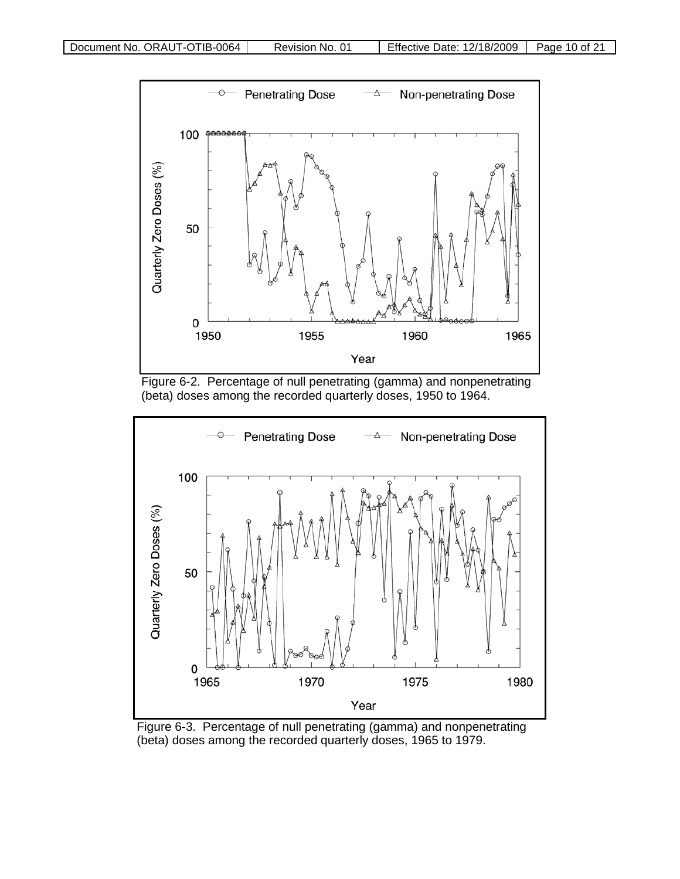Figure 6-2. Percentage of null penetrating (gamma) and nonpenetrating (beta) doses among the recorded quarterly doses, 1950 to 1964.

Figure 6-3. Percentage of null penetrating (gamma) and nonpenetrating (beta) doses among the recorded quarterly doses, 1965 to 1979.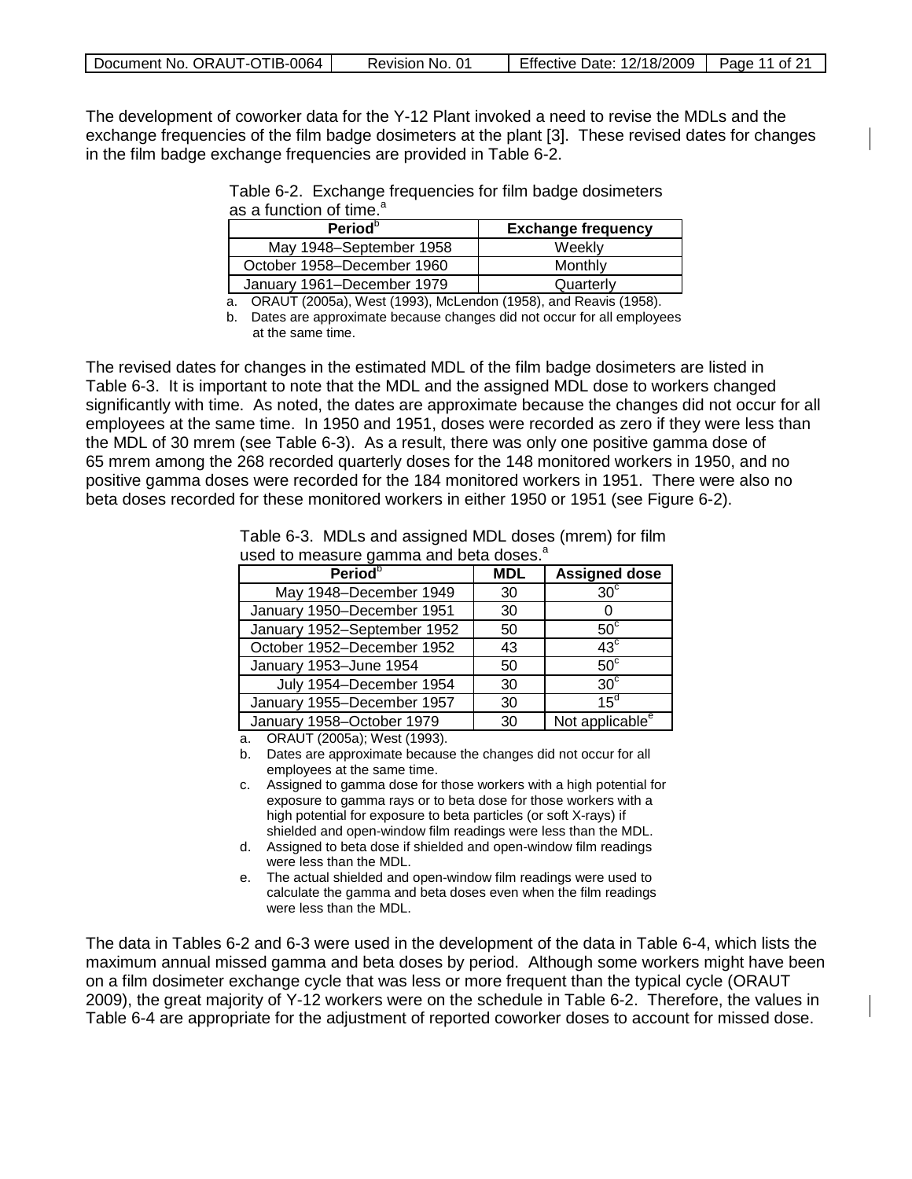The development of coworker data for the Y-12 Plant invoked a need to revise the MDLs and the exchange frequencies of the film badge dosimeters at the plant [3]. These revised dates for changes in the film badge exchange frequencies are provided in Table 6-2.

Table 6-2. Exchange frequencies for film badge dosimeters as a function of time.[a]

| Period[b] | Exchange frequency |
|---|---|
| May 1948–September 1958 | Weekly |
| October 1958–December 1960 | Monthly |
| January 1961–December 1979 | Quarterly |

a. ORAUT (2005a), West (1993), McLendon (1958), and Reavis (1958).

b. Dates are approximate because changes did not occur for all employees at the same time.

The revised dates for changes in the estimated MDL of the film badge dosimeters are listed in Table 6-3. It is important to note that the MDL and the assigned MDL dose to workers changed significantly with time. As noted, the dates are approximate because the changes did not occur for all employees at the same time. In 1950 and 1951, doses were recorded as zero if they were less than the MDL of 30 mrem (see Table 6-3). As a result, there was only one positive gamma dose of 65 mrem among the 268 recorded quarterly doses for the 148 monitored workers in 1950, and no positive gamma doses were recorded for the 184 monitored workers in 1951. There were also no beta doses recorded for these monitored workers in either 1950 or 1951 (see Figure 6-2).

Table 6-3. MDLs and assigned MDL doses (mrem) for film used to measure gamma and beta doses.[a]

| Period[b] | MDL | Assigned dose |
|---|---|---|
| May 1948–December 1949 | 30 | 30[c] |
| January 1950–December 1951 | 30 | 0 |
| January 1952–September 1952 | 50 | 50[c] |
| October 1952–December 1952 | 43 | 43[c] |
| January 1953–June 1954 | 50 | 50[c] |
| July 1954–December 1954 | 30 | 30[c] |
| January 1955–December 1957 | 30 | 15[d] |
| January 1958–October 1979 | 30 | Not applicable[e] |

a. ORAUT (2005a); West (1993).

b. Dates are approximate because the changes did not occur for all employees at the same time.

c. Assigned to gamma dose for those workers with a high potential for exposure to gamma rays or to beta dose for those workers with a high potential for exposure to beta particles (or soft X-rays) if shielded and open-window film readings were less than the MDL.

d. Assigned to beta dose if shielded and open-window film readings were less than the MDL.

e. The actual shielded and open-window film readings were used to calculate the gamma and beta doses even when the film readings were less than the MDL.

The data in Tables 6-2 and 6-3 were used in the development of the data in Table 6-4, which lists the maximum annual missed gamma and beta doses by period. Although some workers might have been on a film dosimeter exchange cycle that was less or more frequent than the typical cycle (ORAUT 2009), the great majority of Y-12 workers were on the schedule in Table 6-2. Therefore, the values in Table 6-4 are appropriate for the adjustment of reported coworker doses to account for missed dose.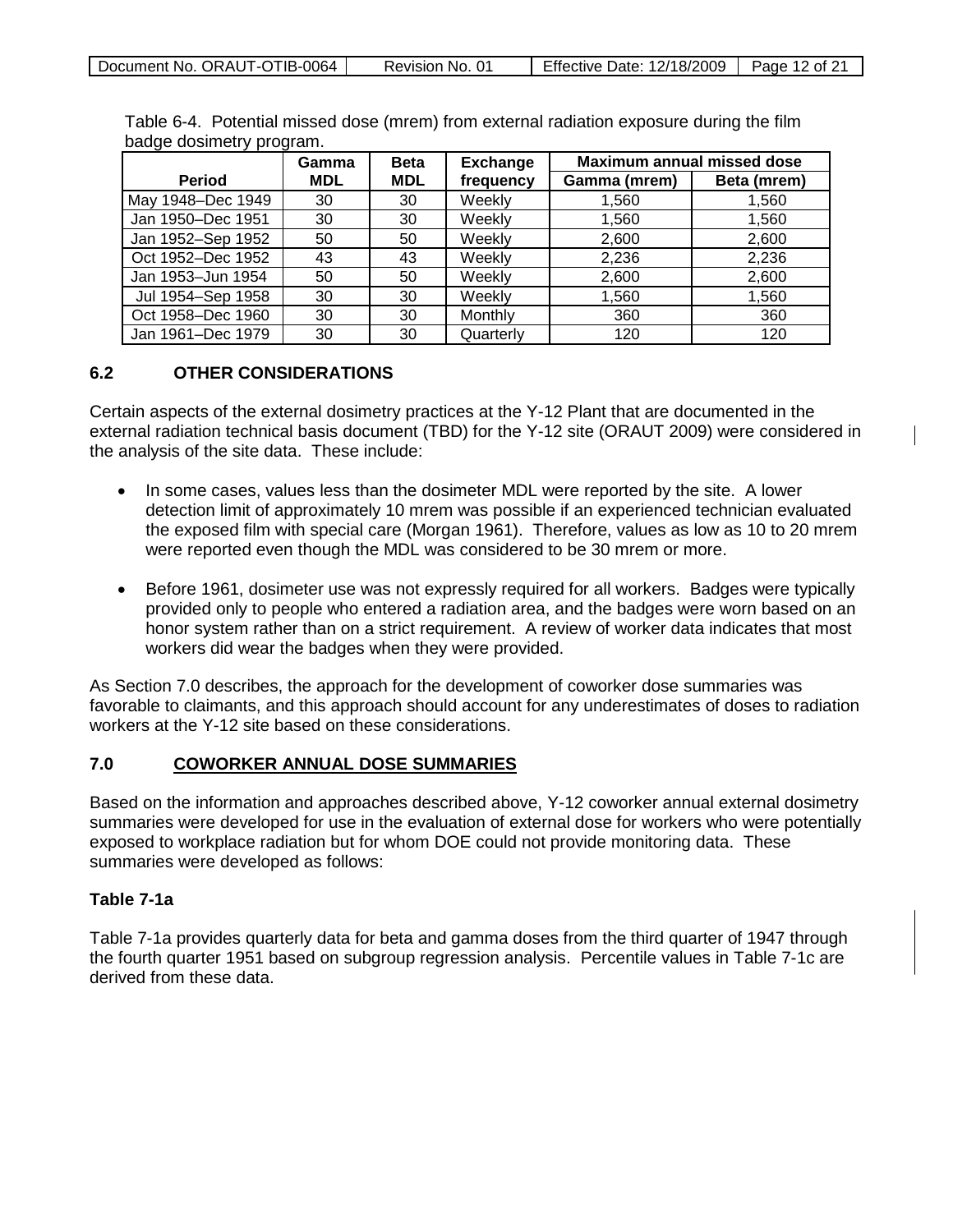Table 6-4. Potential missed dose (mrem) from external radiation exposure during the film badge dosimetry program.

| Period | Gamma MDL | Beta MDL | Exchange frequency | Maximum annual missed dose | |
|---|---|---|---|---|---|
| | | | | Gamma (mrem) | Beta (mrem) |
| May 1948–Dec 1949 | 30 | 30 | Weekly | 1,560 | 1,560 |
| Jan 1950–Dec 1951 | 30 | 30 | Weekly | 1,560 | 1,560 |
| Jan 1952–Sep 1952 | 50 | 50 | Weekly | 2,600 | 2,600 |
| Oct 1952–Dec 1952 | 43 | 43 | Weekly | 2,236 | 2,236 |
| Jan 1953–Jun 1954 | 50 | 50 | Weekly | 2,600 | 2,600 |
| Jul 1954–Sep 1958 | 30 | 30 | Weekly | 1,560 | 1,560 |
| Oct 1958–Dec 1960 | 30 | 30 | Monthly | 360 | 360 |
| Jan 1961–Dec 1979 | 30 | 30 | Quarterly | 120 | 120 |

## 6.2 OTHER CONSIDERATIONS

Certain aspects of the external dosimetry practices at the Y-12 Plant that are documented in the external radiation technical basis document (TBD) for the Y-12 site (ORAUT 2009) were considered in the analysis of the site data. These include:

- In some cases, values less than the dosimeter MDL were reported by the site. A lower detection limit of approximately 10 mrem was possible if an experienced technician evaluated the exposed film with special care (Morgan 1961). Therefore, values as low as 10 to 20 mrem were reported even though the MDL was considered to be 30 mrem or more.
- Before 1961, dosimeter use was not expressly required for all workers. Badges were typically provided only to people who entered a radiation area, and the badges were worn based on an honor system rather than on a strict requirement. A review of worker data indicates that most workers did wear the badges when they were provided.

As Section 7.0 describes, the approach for the development of coworker dose summaries was favorable to claimants, and this approach should account for any underestimates of doses to radiation workers at the Y-12 site based on these considerations.

## 7.0 COWORKER ANNUAL DOSE SUMMARIES

Based on the information and approaches described above, Y-12 coworker annual external dosimetry summaries were developed for use in the evaluation of external dose for workers who were potentially exposed to workplace radiation but for whom DOE could not provide monitoring data. These summaries were developed as follows:

### Table 7-1a

Table 7-1a provides quarterly data for beta and gamma doses from the third quarter of 1947 through the fourth quarter 1951 based on subgroup regression analysis. Percentile values in Table 7-1c are derived from these data.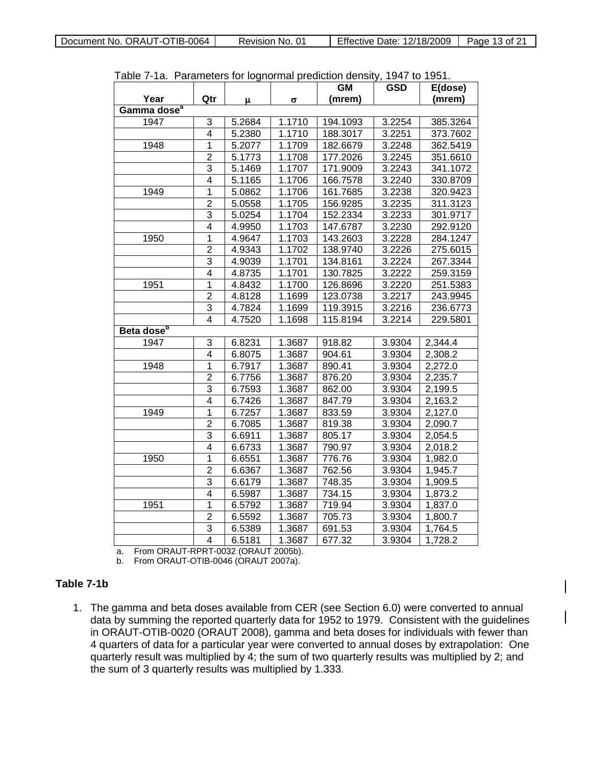Table 7-1a. Parameters for lognormal prediction density, 1947 to 1951.

| Year | Qtr | μ | σ | GM (mrem) | GSD | E(dose) (mrem) |
|---|---|---|---|---|---|---|
| **Gamma dose[a]** | | | | | | |
| 1947 | 3 | 5.2684 | 1.1710 | 194.1093 | 3.2254 | 385.3264 |
| | 4 | 5.2380 | 1.1710 | 188.3017 | 3.2251 | 373.7602 |
| 1948 | 1 | 5.2077 | 1.1709 | 182.6679 | 3.2248 | 362.5419 |
| | 2 | 5.1773 | 1.1708 | 177.2026 | 3.2245 | 351.6610 |
| | 3 | 5.1469 | 1.1707 | 171.9009 | 3.2243 | 341.1072 |
| | 4 | 5.1165 | 1.1706 | 166.7578 | 3.2240 | 330.8709 |
| 1949 | 1 | 5.0862 | 1.1706 | 161.7685 | 3.2238 | 320.9423 |
| | 2 | 5.0558 | 1.1705 | 156.9285 | 3.2235 | 311.3123 |
| | 3 | 5.0254 | 1.1704 | 152.2334 | 3.2233 | 301.9717 |
| | 4 | 4.9950 | 1.1703 | 147.6787 | 3.2230 | 292.9120 |
| 1950 | 1 | 4.9647 | 1.1703 | 143.2603 | 3.2228 | 284.1247 |
| | 2 | 4.9343 | 1.1702 | 138.9740 | 3.2226 | 275.6015 |
| | 3 | 4.9039 | 1.1701 | 134.8161 | 3.2224 | 267.3344 |
| | 4 | 4.8735 | 1.1701 | 130.7825 | 3.2222 | 259.3159 |
| 1951 | 1 | 4.8432 | 1.1700 | 126.8696 | 3.2220 | 251.5383 |
| | 2 | 4.8128 | 1.1699 | 123.0738 | 3.2217 | 243.9945 |
| | 3 | 4.7824 | 1.1699 | 119.3915 | 3.2216 | 236.6773 |
| | 4 | 4.7520 | 1.1698 | 115.8194 | 3.2214 | 229.5801 |
| **Beta dose[b]** | | | | | | |
| 1947 | 3 | 6.8231 | 1.3687 | 918.82 | 3.9304 | 2,344.4 |
| | 4 | 6.8075 | 1.3687 | 904.61 | 3.9304 | 2,308.2 |
| 1948 | 1 | 6.7917 | 1.3687 | 890.41 | 3.9304 | 2,272.0 |
| | 2 | 6.7756 | 1.3687 | 876.20 | 3.9304 | 2,235.7 |
| | 3 | 6.7593 | 1.3687 | 862.00 | 3.9304 | 2,199.5 |
| | 4 | 6.7426 | 1.3687 | 847.79 | 3.9304 | 2,163.2 |
| 1949 | 1 | 6.7257 | 1.3687 | 833.59 | 3.9304 | 2,127.0 |
| | 2 | 6.7085 | 1.3687 | 819.38 | 3.9304 | 2,090.7 |
| | 3 | 6.6911 | 1.3687 | 805.17 | 3.9304 | 2,054.5 |
| | 4 | 6.6733 | 1.3687 | 790.97 | 3.9304 | 2,018.2 |
| 1950 | 1 | 6.6551 | 1.3687 | 776.76 | 3.9304 | 1,982.0 |
| | 2 | 6.6367 | 1.3687 | 762.56 | 3.9304 | 1,945.7 |
| | 3 | 6.6179 | 1.3687 | 748.35 | 3.9304 | 1,909.5 |
| | 4 | 6.5987 | 1.3687 | 734.15 | 3.9304 | 1,873.2 |
| 1951 | 1 | 6.5792 | 1.3687 | 719.94 | 3.9304 | 1,837.0 |
| | 2 | 6.5592 | 1.3687 | 705.73 | 3.9304 | 1,800.7 |
| | 3 | 6.5389 | 1.3687 | 691.53 | 3.9304 | 1,764.5 |
| | 4 | 6.5181 | 1.3687 | 677.32 | 3.9304 | 1,728.2 |

a. From ORAUT-RPRT-0032 (ORAUT 2005b).
b. From ORAUT-OTIB-0046 (ORAUT 2007a).

**Table 7-1b**

1. The gamma and beta doses available from CER (see Section 6.0) were converted to annual data by summing the reported quarterly data for 1952 to 1979. Consistent with the guidelines in ORAUT-OTIB-0020 (ORAUT 2008), gamma and beta doses for individuals with fewer than 4 quarters of data for a particular year were converted to annual doses by extrapolation: One quarterly result was multiplied by 4; the sum of two quarterly results was multiplied by 2; and the sum of 3 quarterly results was multiplied by 1.333.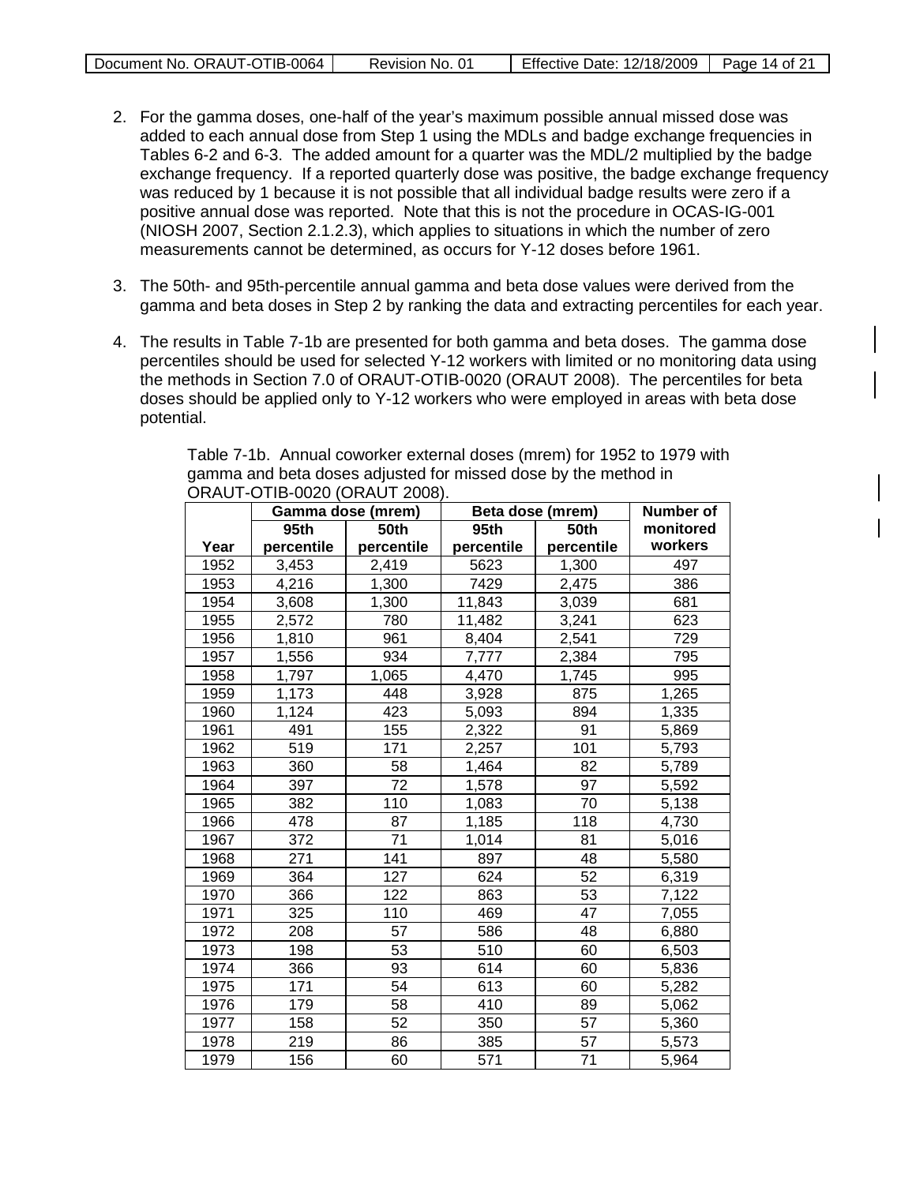2. For the gamma doses, one-half of the year's maximum possible annual missed dose was added to each annual dose from Step 1 using the MDLs and badge exchange frequencies in Tables 6-2 and 6-3. The added amount for a quarter was the MDL/2 multiplied by the badge exchange frequency. If a reported quarterly dose was positive, the badge exchange frequency was reduced by 1 because it is not possible that all individual badge results were zero if a positive annual dose was reported. Note that this is not the procedure in OCAS-IG-001 (NIOSH 2007, Section 2.1.2.3), which applies to situations in which the number of zero measurements cannot be determined, as occurs for Y-12 doses before 1961.

3. The 50th- and 95th-percentile annual gamma and beta dose values were derived from the gamma and beta doses in Step 2 by ranking the data and extracting percentiles for each year.

4. The results in Table 7-1b are presented for both gamma and beta doses. The gamma dose percentiles should be used for selected Y-12 workers with limited or no monitoring data using the methods in Section 7.0 of ORAUT-OTIB-0020 (ORAUT 2008). The percentiles for beta doses should be applied only to Y-12 workers who were employed in areas with beta dose potential.

Table 7-1b. Annual coworker external doses (mrem) for 1952 to 1979 with gamma and beta doses adjusted for missed dose by the method in ORAUT-OTIB-0020 (ORAUT 2008).

| | Gamma dose (mrem) | | Beta dose (mrem) | | Number of monitored workers |
|---|---|---|---|---|---|
| Year | 95th percentile | 50th percentile | 95th percentile | 50th percentile | |
| 1952 | 3,453 | 2,419 | 5623 | 1,300 | 497 |
| 1953 | 4,216 | 1,300 | 7429 | 2,475 | 386 |
| 1954 | 3,608 | 1,300 | 11,843 | 3,039 | 681 |
| 1955 | 2,572 | 780 | 11,482 | 3,241 | 623 |
| 1956 | 1,810 | 961 | 8,404 | 2,541 | 729 |
| 1957 | 1,556 | 934 | 7,777 | 2,384 | 795 |
| 1958 | 1,797 | 1,065 | 4,470 | 1,745 | 995 |
| 1959 | 1,173 | 448 | 3,928 | 875 | 1,265 |
| 1960 | 1,124 | 423 | 5,093 | 894 | 1,335 |
| 1961 | 491 | 155 | 2,322 | 91 | 5,869 |
| 1962 | 519 | 171 | 2,257 | 101 | 5,793 |
| 1963 | 360 | 58 | 1,464 | 82 | 5,789 |
| 1964 | 397 | 72 | 1,578 | 97 | 5,592 |
| 1965 | 382 | 110 | 1,083 | 70 | 5,138 |
| 1966 | 478 | 87 | 1,185 | 118 | 4,730 |
| 1967 | 372 | 71 | 1,014 | 81 | 5,016 |
| 1968 | 271 | 141 | 897 | 48 | 5,580 |
| 1969 | 364 | 127 | 624 | 52 | 6,319 |
| 1970 | 366 | 122 | 863 | 53 | 7,122 |
| 1971 | 325 | 110 | 469 | 47 | 7,055 |
| 1972 | 208 | 57 | 586 | 48 | 6,880 |
| 1973 | 198 | 53 | 510 | 60 | 6,503 |
| 1974 | 366 | 93 | 614 | 60 | 5,836 |
| 1975 | 171 | 54 | 613 | 60 | 5,282 |
| 1976 | 179 | 58 | 410 | 89 | 5,062 |
| 1977 | 158 | 52 | 350 | 57 | 5,360 |
| 1978 | 219 | 86 | 385 | 57 | 5,573 |
| 1979 | 156 | 60 | 571 | 71 | 5,964 |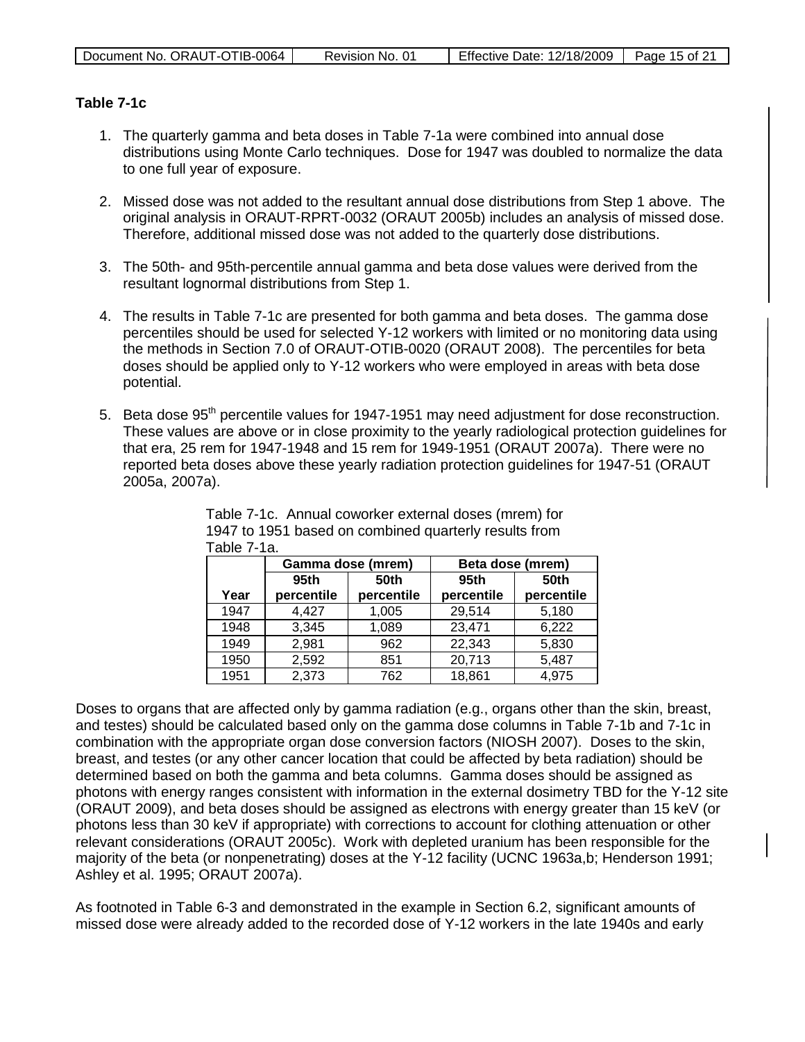**Table 7-1c**

1. The quarterly gamma and beta doses in Table 7-1a were combined into annual dose distributions using Monte Carlo techniques. Dose for 1947 was doubled to normalize the data to one full year of exposure.

2. Missed dose was not added to the resultant annual dose distributions from Step 1 above. The original analysis in ORAUT-RPRT-0032 (ORAUT 2005b) includes an analysis of missed dose. Therefore, additional missed dose was not added to the quarterly dose distributions.

3. The 50th- and 95th-percentile annual gamma and beta dose values were derived from the resultant lognormal distributions from Step 1.

4. The results in Table 7-1c are presented for both gamma and beta doses. The gamma dose percentiles should be used for selected Y-12 workers with limited or no monitoring data using the methods in Section 7.0 of ORAUT-OTIB-0020 (ORAUT 2008). The percentiles for beta doses should be applied only to Y-12 workers who were employed in areas with beta dose potential.

5. Beta dose 95$^{th}$ percentile values for 1947-1951 may need adjustment for dose reconstruction. These values are above or in close proximity to the yearly radiological protection guidelines for that era, 25 rem for 1947-1948 and 15 rem for 1949-1951 (ORAUT 2007a). There were no reported beta doses above these yearly radiation protection guidelines for 1947-51 (ORAUT 2005a, 2007a).

Table 7-1c. Annual coworker external doses (mrem) for 1947 to 1951 based on combined quarterly results from Table 7-1a.

| | Gamma dose (mrem) | | Beta dose (mrem) | |
|---|---|---|---|---|
| Year | 95th percentile | 50th percentile | 95th percentile | 50th percentile |
| 1947 | 4,427 | 1,005 | 29,514 | 5,180 |
| 1948 | 3,345 | 1,089 | 23,471 | 6,222 |
| 1949 | 2,981 | 962 | 22,343 | 5,830 |
| 1950 | 2,592 | 851 | 20,713 | 5,487 |
| 1951 | 2,373 | 762 | 18,861 | 4,975 |

Doses to organs that are affected only by gamma radiation (e.g., organs other than the skin, breast, and testes) should be calculated based only on the gamma dose columns in Table 7-1b and 7-1c in combination with the appropriate organ dose conversion factors (NIOSH 2007). Doses to the skin, breast, and testes (or any other cancer location that could be affected by beta radiation) should be determined based on both the gamma and beta columns. Gamma doses should be assigned as photons with energy ranges consistent with information in the external dosimetry TBD for the Y-12 site (ORAUT 2009), and beta doses should be assigned as electrons with energy greater than 15 keV (or photons less than 30 keV if appropriate) with corrections to account for clothing attenuation or other relevant considerations (ORAUT 2005c). Work with depleted uranium has been responsible for the majority of the beta (or nonpenetrating) doses at the Y-12 facility (UCNC 1963a,b; Henderson 1991; Ashley et al. 1995; ORAUT 2007a).

As footnoted in Table 6-3 and demonstrated in the example in Section 6.2, significant amounts of missed dose were already added to the recorded dose of Y-12 workers in the late 1940s and early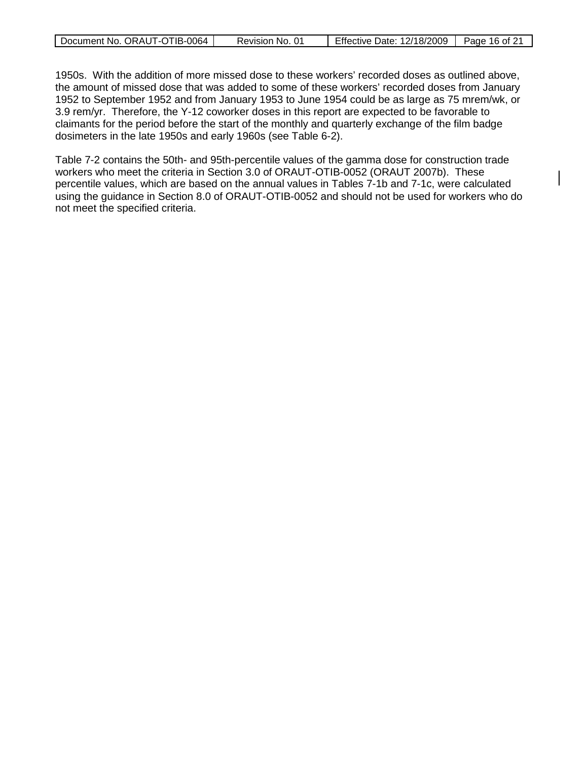1950s. With the addition of more missed dose to these workers' recorded doses as outlined above, the amount of missed dose that was added to some of these workers' recorded doses from January 1952 to September 1952 and from January 1953 to June 1954 could be as large as 75 mrem/wk, or 3.9 rem/yr. Therefore, the Y-12 coworker doses in this report are expected to be favorable to claimants for the period before the start of the monthly and quarterly exchange of the film badge dosimeters in the late 1950s and early 1960s (see Table 6-2).

Table 7-2 contains the 50th- and 95th-percentile values of the gamma dose for construction trade workers who meet the criteria in Section 3.0 of ORAUT-OTIB-0052 (ORAUT 2007b). These percentile values, which are based on the annual values in Tables 7-1b and 7-1c, were calculated using the guidance in Section 8.0 of ORAUT-OTIB-0052 and should not be used for workers who do not meet the specified criteria.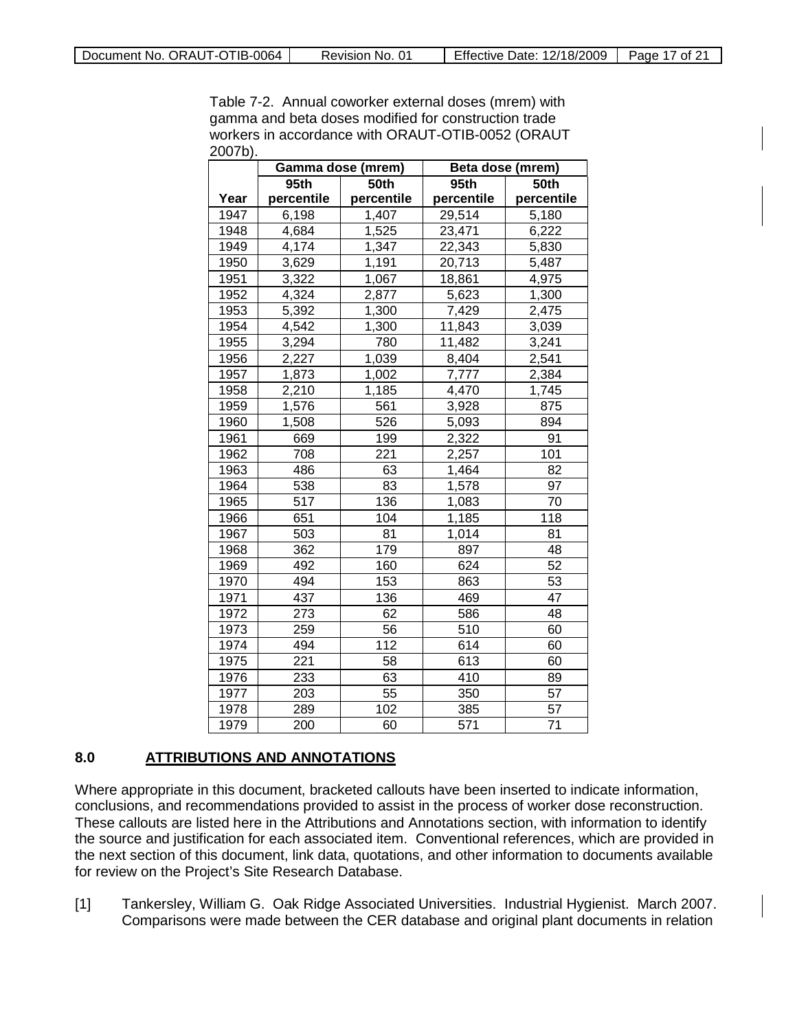Table 7-2. Annual coworker external doses (mrem) with gamma and beta doses modified for construction trade workers in accordance with ORAUT-OTIB-0052 (ORAUT 2007b).

| | Gamma dose (mrem) | | Beta dose (mrem) | |
|---|---|---|---|---|
| Year | 95th percentile | 50th percentile | 95th percentile | 50th percentile |
| 1947 | 6,198 | 1,407 | 29,514 | 5,180 |
| 1948 | 4,684 | 1,525 | 23,471 | 6,222 |
| 1949 | 4,174 | 1,347 | 22,343 | 5,830 |
| 1950 | 3,629 | 1,191 | 20,713 | 5,487 |
| 1951 | 3,322 | 1,067 | 18,861 | 4,975 |
| 1952 | 4,324 | 2,877 | 5,623 | 1,300 |
| 1953 | 5,392 | 1,300 | 7,429 | 2,475 |
| 1954 | 4,542 | 1,300 | 11,843 | 3,039 |
| 1955 | 3,294 | 780 | 11,482 | 3,241 |
| 1956 | 2,227 | 1,039 | 8,404 | 2,541 |
| 1957 | 1,873 | 1,002 | 7,777 | 2,384 |
| 1958 | 2,210 | 1,185 | 4,470 | 1,745 |
| 1959 | 1,576 | 561 | 3,928 | 875 |
| 1960 | 1,508 | 526 | 5,093 | 894 |
| 1961 | 669 | 199 | 2,322 | 91 |
| 1962 | 708 | 221 | 2,257 | 101 |
| 1963 | 486 | 63 | 1,464 | 82 |
| 1964 | 538 | 83 | 1,578 | 97 |
| 1965 | 517 | 136 | 1,083 | 70 |
| 1966 | 651 | 104 | 1,185 | 118 |
| 1967 | 503 | 81 | 1,014 | 81 |
| 1968 | 362 | 179 | 897 | 48 |
| 1969 | 492 | 160 | 624 | 52 |
| 1970 | 494 | 153 | 863 | 53 |
| 1971 | 437 | 136 | 469 | 47 |
| 1972 | 273 | 62 | 586 | 48 |
| 1973 | 259 | 56 | 510 | 60 |
| 1974 | 494 | 112 | 614 | 60 |
| 1975 | 221 | 58 | 613 | 60 |
| 1976 | 233 | 63 | 410 | 89 |
| 1977 | 203 | 55 | 350 | 57 |
| 1978 | 289 | 102 | 385 | 57 |
| 1979 | 200 | 60 | 571 | 71 |

## 8.0 ATTRIBUTIONS AND ANNOTATIONS

Where appropriate in this document, bracketed callouts have been inserted to indicate information, conclusions, and recommendations provided to assist in the process of worker dose reconstruction. These callouts are listed here in the Attributions and Annotations section, with information to identify the source and justification for each associated item. Conventional references, which are provided in the next section of this document, link data, quotations, and other information to documents available for review on the Project's Site Research Database.

[1] Tankersley, William G. Oak Ridge Associated Universities. Industrial Hygienist. March 2007. Comparisons were made between the CER database and original plant documents in relation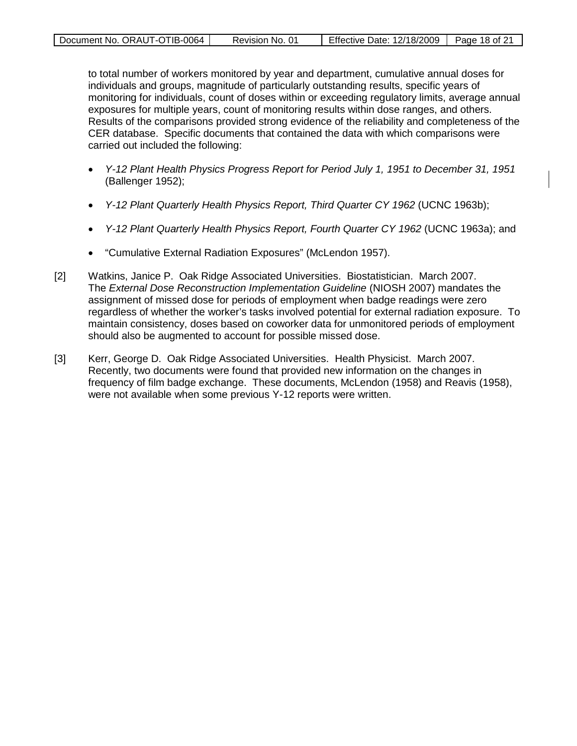to total number of workers monitored by year and department, cumulative annual doses for individuals and groups, magnitude of particularly outstanding results, specific years of monitoring for individuals, count of doses within or exceeding regulatory limits, average annual exposures for multiple years, count of monitoring results within dose ranges, and others. Results of the comparisons provided strong evidence of the reliability and completeness of the CER database. Specific documents that contained the data with which comparisons were carried out included the following:

- *Y-12 Plant Health Physics Progress Report for Period July 1, 1951 to December 31, 1951* (Ballenger 1952);
- *Y-12 Plant Quarterly Health Physics Report, Third Quarter CY 1962* (UCNC 1963b);
- *Y-12 Plant Quarterly Health Physics Report, Fourth Quarter CY 1962* (UCNC 1963a); and
- "Cumulative External Radiation Exposures" (McLendon 1957).

[2] Watkins, Janice P. Oak Ridge Associated Universities. Biostatistician. March 2007. The *External Dose Reconstruction Implementation Guideline* (NIOSH 2007) mandates the assignment of missed dose for periods of employment when badge readings were zero regardless of whether the worker's tasks involved potential for external radiation exposure. To maintain consistency, doses based on coworker data for unmonitored periods of employment should also be augmented to account for possible missed dose.

[3] Kerr, George D. Oak Ridge Associated Universities. Health Physicist. March 2007. Recently, two documents were found that provided new information on the changes in frequency of film badge exchange. These documents, McLendon (1958) and Reavis (1958), were not available when some previous Y-12 reports were written.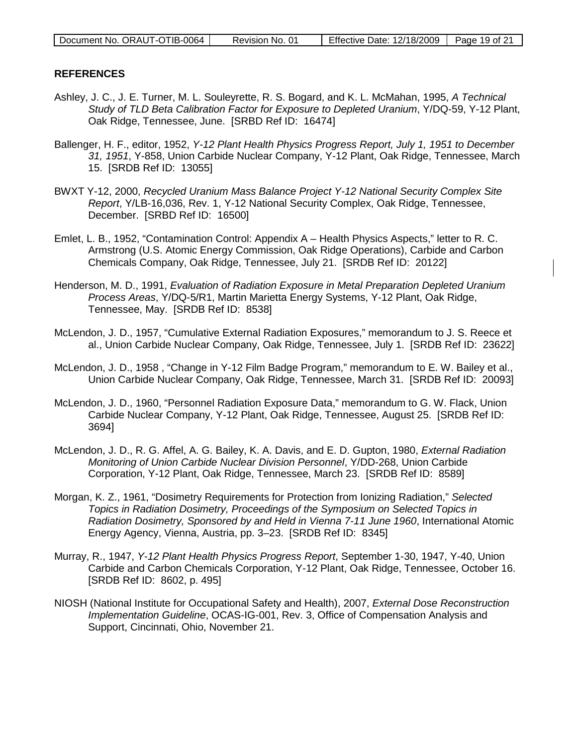## REFERENCES

Ashley, J. C., J. E. Turner, M. L. Souleyrette, R. S. Bogard, and K. L. McMahan, 1995, *A Technical Study of TLD Beta Calibration Factor for Exposure to Depleted Uranium*, Y/DQ-59, Y-12 Plant, Oak Ridge, Tennessee, June. [SRBD Ref ID: 16474]

Ballenger, H. F., editor, 1952, *Y-12 Plant Health Physics Progress Report, July 1, 1951 to December 31, 1951*, Y-858, Union Carbide Nuclear Company, Y-12 Plant, Oak Ridge, Tennessee, March 15. [SRDB Ref ID: 13055]

BWXT Y-12, 2000, *Recycled Uranium Mass Balance Project Y-12 National Security Complex Site Report*, Y/LB-16,036, Rev. 1, Y-12 National Security Complex, Oak Ridge, Tennessee, December. [SRBD Ref ID: 16500]

Emlet, L. B., 1952, "Contamination Control: Appendix A – Health Physics Aspects," letter to R. C. Armstrong (U.S. Atomic Energy Commission, Oak Ridge Operations), Carbide and Carbon Chemicals Company, Oak Ridge, Tennessee, July 21. [SRDB Ref ID: 20122]

Henderson, M. D., 1991, *Evaluation of Radiation Exposure in Metal Preparation Depleted Uranium Process Areas*, Y/DQ-5/R1, Martin Marietta Energy Systems, Y-12 Plant, Oak Ridge, Tennessee, May. [SRDB Ref ID: 8538]

McLendon, J. D., 1957, "Cumulative External Radiation Exposures," memorandum to J. S. Reece et al., Union Carbide Nuclear Company, Oak Ridge, Tennessee, July 1. [SRDB Ref ID: 23622]

McLendon, J. D., 1958 , "Change in Y-12 Film Badge Program," memorandum to E. W. Bailey et al., Union Carbide Nuclear Company, Oak Ridge, Tennessee, March 31. [SRDB Ref ID: 20093]

McLendon, J. D., 1960, "Personnel Radiation Exposure Data," memorandum to G. W. Flack, Union Carbide Nuclear Company, Y-12 Plant, Oak Ridge, Tennessee, August 25. [SRDB Ref ID: 3694]

McLendon, J. D., R. G. Affel, A. G. Bailey, K. A. Davis, and E. D. Gupton, 1980, *External Radiation Monitoring of Union Carbide Nuclear Division Personnel*, Y/DD-268, Union Carbide Corporation, Y-12 Plant, Oak Ridge, Tennessee, March 23. [SRDB Ref ID: 8589]

Morgan, K. Z., 1961, "Dosimetry Requirements for Protection from Ionizing Radiation," *Selected Topics in Radiation Dosimetry, Proceedings of the Symposium on Selected Topics in Radiation Dosimetry, Sponsored by and Held in Vienna 7-11 June 1960*, International Atomic Energy Agency, Vienna, Austria, pp. 3–23. [SRDB Ref ID: 8345]

Murray, R., 1947, *Y-12 Plant Health Physics Progress Report*, September 1-30, 1947, Y-40, Union Carbide and Carbon Chemicals Corporation, Y-12 Plant, Oak Ridge, Tennessee, October 16. [SRDB Ref ID: 8602, p. 495]

NIOSH (National Institute for Occupational Safety and Health), 2007, *External Dose Reconstruction Implementation Guideline*, OCAS-IG-001, Rev. 3, Office of Compensation Analysis and Support, Cincinnati, Ohio, November 21.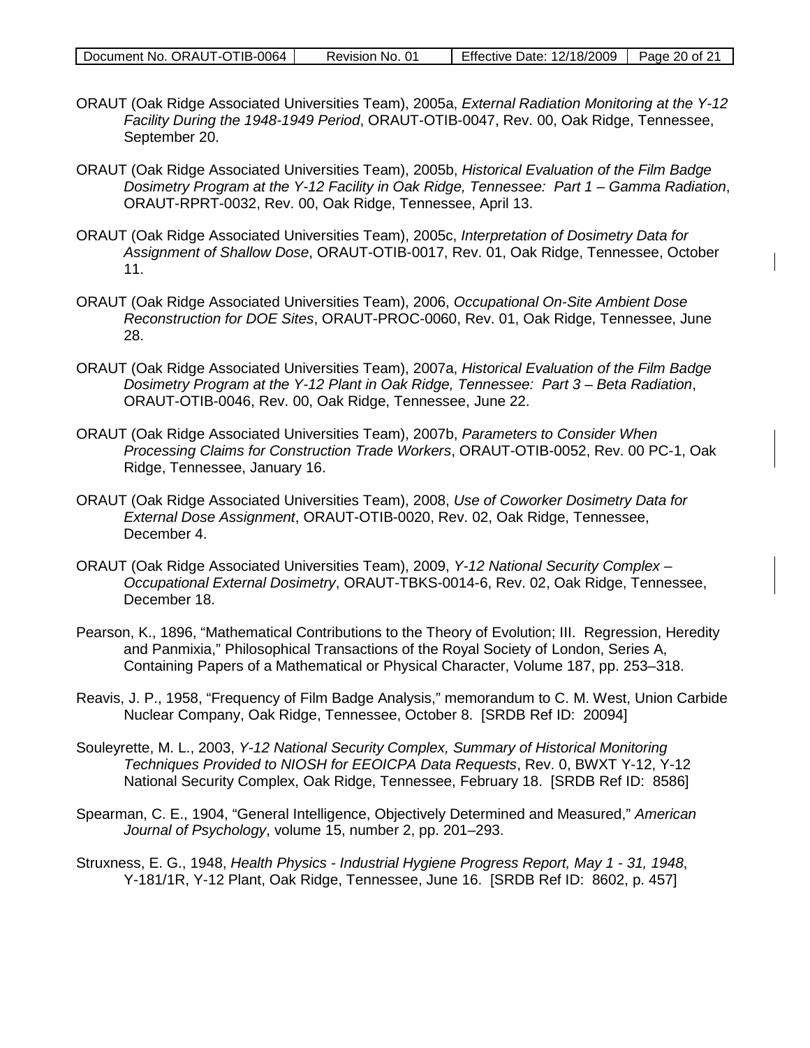ORAUT (Oak Ridge Associated Universities Team), 2005a, *External Radiation Monitoring at the Y-12 Facility During the 1948-1949 Period*, ORAUT-OTIB-0047, Rev. 00, Oak Ridge, Tennessee, September 20.

ORAUT (Oak Ridge Associated Universities Team), 2005b, *Historical Evaluation of the Film Badge Dosimetry Program at the Y-12 Facility in Oak Ridge, Tennessee: Part 1 – Gamma Radiation*, ORAUT-RPRT-0032, Rev. 00, Oak Ridge, Tennessee, April 13.

ORAUT (Oak Ridge Associated Universities Team), 2005c, *Interpretation of Dosimetry Data for Assignment of Shallow Dose*, ORAUT-OTIB-0017, Rev. 01, Oak Ridge, Tennessee, October 11.

ORAUT (Oak Ridge Associated Universities Team), 2006, *Occupational On-Site Ambient Dose Reconstruction for DOE Sites*, ORAUT-PROC-0060, Rev. 01, Oak Ridge, Tennessee, June 28.

ORAUT (Oak Ridge Associated Universities Team), 2007a, *Historical Evaluation of the Film Badge Dosimetry Program at the Y-12 Plant in Oak Ridge, Tennessee: Part 3 – Beta Radiation*, ORAUT-OTIB-0046, Rev. 00, Oak Ridge, Tennessee, June 22.

ORAUT (Oak Ridge Associated Universities Team), 2007b, *Parameters to Consider When Processing Claims for Construction Trade Workers*, ORAUT-OTIB-0052, Rev. 00 PC-1, Oak Ridge, Tennessee, January 16.

ORAUT (Oak Ridge Associated Universities Team), 2008, *Use of Coworker Dosimetry Data for External Dose Assignment*, ORAUT-OTIB-0020, Rev. 02, Oak Ridge, Tennessee, December 4.

ORAUT (Oak Ridge Associated Universities Team), 2009, *Y-12 National Security Complex – Occupational External Dosimetry*, ORAUT-TBKS-0014-6, Rev. 02, Oak Ridge, Tennessee, December 18.

Pearson, K., 1896, "Mathematical Contributions to the Theory of Evolution; III. Regression, Heredity and Panmixia," Philosophical Transactions of the Royal Society of London, Series A, Containing Papers of a Mathematical or Physical Character, Volume 187, pp. 253–318.

Reavis, J. P., 1958, "Frequency of Film Badge Analysis," memorandum to C. M. West, Union Carbide Nuclear Company, Oak Ridge, Tennessee, October 8. [SRDB Ref ID: 20094]

Souleyrette, M. L., 2003, *Y-12 National Security Complex, Summary of Historical Monitoring Techniques Provided to NIOSH for EEOICPA Data Requests*, Rev. 0, BWXT Y-12, Y-12 National Security Complex, Oak Ridge, Tennessee, February 18. [SRDB Ref ID: 8586]

Spearman, C. E., 1904, "General Intelligence, Objectively Determined and Measured," *American Journal of Psychology*, volume 15, number 2, pp. 201–293.

Struxness, E. G., 1948, *Health Physics - Industrial Hygiene Progress Report, May 1 - 31, 1948*, Y-181/1R, Y-12 Plant, Oak Ridge, Tennessee, June 16. [SRDB Ref ID: 8602, p. 457]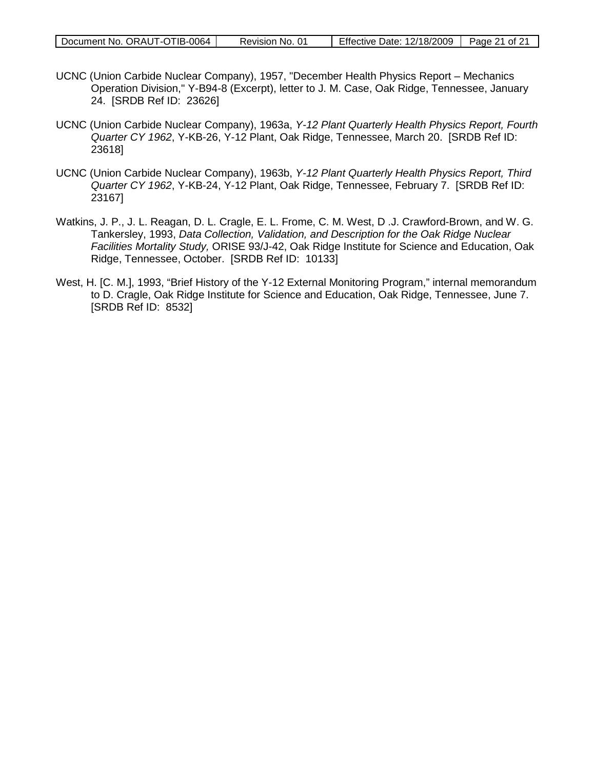UCNC (Union Carbide Nuclear Company), 1957, "December Health Physics Report – Mechanics Operation Division," Y-B94-8 (Excerpt), letter to J. M. Case, Oak Ridge, Tennessee, January 24. [SRDB Ref ID: 23626]

UCNC (Union Carbide Nuclear Company), 1963a, *Y-12 Plant Quarterly Health Physics Report, Fourth Quarter CY 1962*, Y-KB-26, Y-12 Plant, Oak Ridge, Tennessee, March 20. [SRDB Ref ID: 23618]

UCNC (Union Carbide Nuclear Company), 1963b, *Y-12 Plant Quarterly Health Physics Report, Third Quarter CY 1962*, Y-KB-24, Y-12 Plant, Oak Ridge, Tennessee, February 7. [SRDB Ref ID: 23167]

Watkins, J. P., J. L. Reagan, D. L. Cragle, E. L. Frome, C. M. West, D .J. Crawford-Brown, and W. G. Tankersley, 1993, *Data Collection, Validation, and Description for the Oak Ridge Nuclear Facilities Mortality Study,* ORISE 93/J-42, Oak Ridge Institute for Science and Education, Oak Ridge, Tennessee, October. [SRDB Ref ID: 10133]

West, H. [C. M.], 1993, "Brief History of the Y-12 External Monitoring Program," internal memorandum to D. Cragle, Oak Ridge Institute for Science and Education, Oak Ridge, Tennessee, June 7. [SRDB Ref ID: 8532]